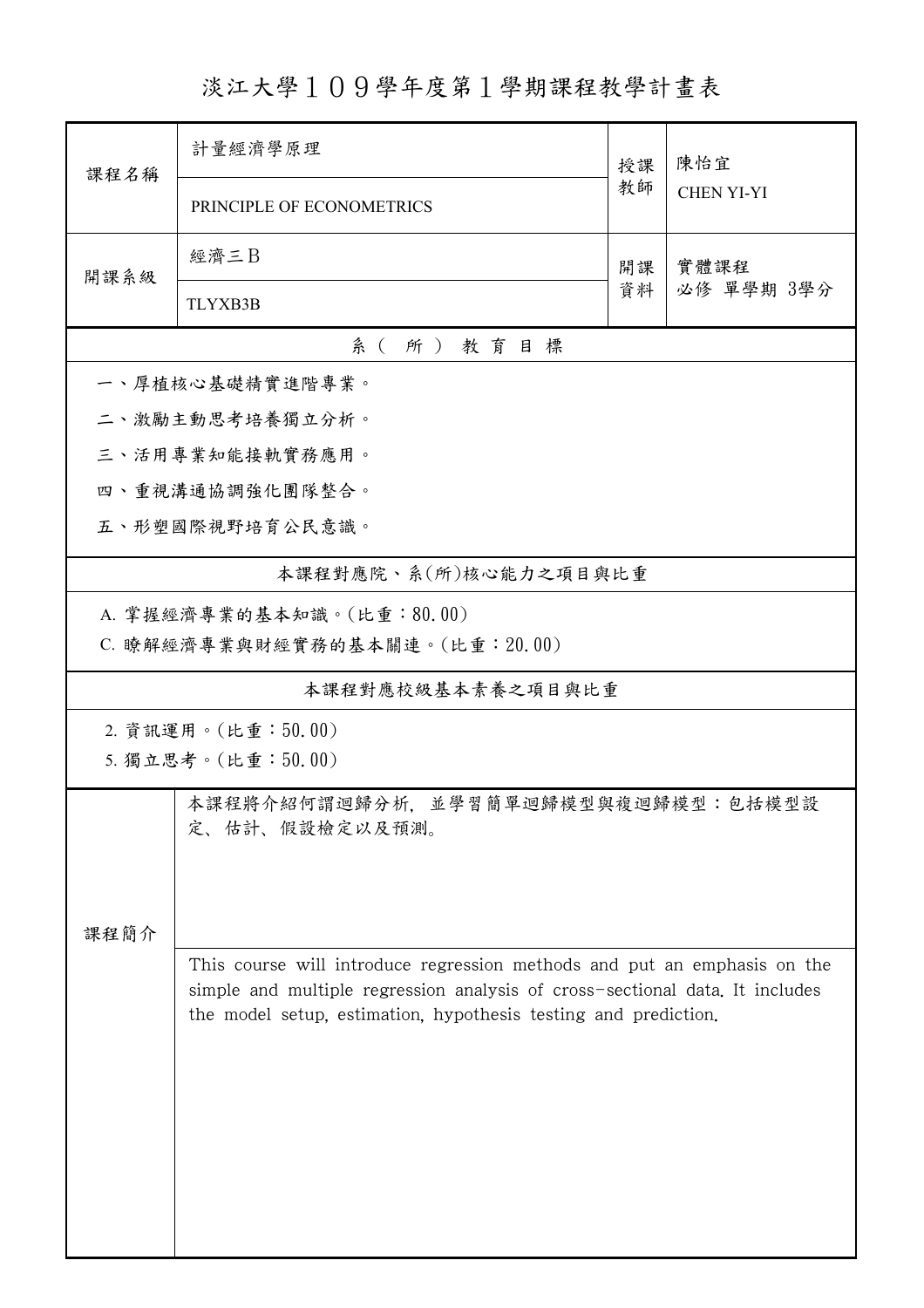# 淡江大學１０９學年度第１學期課程教學計畫表

| 課程名稱 | 計量經濟學原理<br>PRINCIPLE OF ECONOMETRICS | 授課教師 | 陳怡宜<br>CHEN YI-YI |
|---|---|---|---|
| 開課系級 | 經濟三B<br>TLYXB3B | 開課資料 | 實體課程<br>必修 單學期 3學分 |

## 系（所）教育目標

一、厚植核心基礎精實進階專業。

二、激勵主動思考培養獨立分析。

三、活用專業知能接軌實務應用。

四、重視溝通協調強化團隊整合。

五、形塑國際視野培育公民意識。

## 本課程對應院、系(所)核心能力之項目與比重

A. 掌握經濟專業的基本知識。(比重：80.00)

C. 瞭解經濟專業與財經實務的基本關連。(比重：20.00)

## 本課程對應校級基本素養之項目與比重

2. 資訊運用。(比重：50.00)

5. 獨立思考。(比重：50.00)

## 課程簡介

本課程將介紹何謂迴歸分析，並學習簡單迴歸模型與複迴歸模型：包括模型設定、估計、假設檢定以及預測。

This course will introduce regression methods and put an emphasis on the simple and multiple regression analysis of cross-sectional data. It includes the model setup, estimation, hypothesis testing and prediction.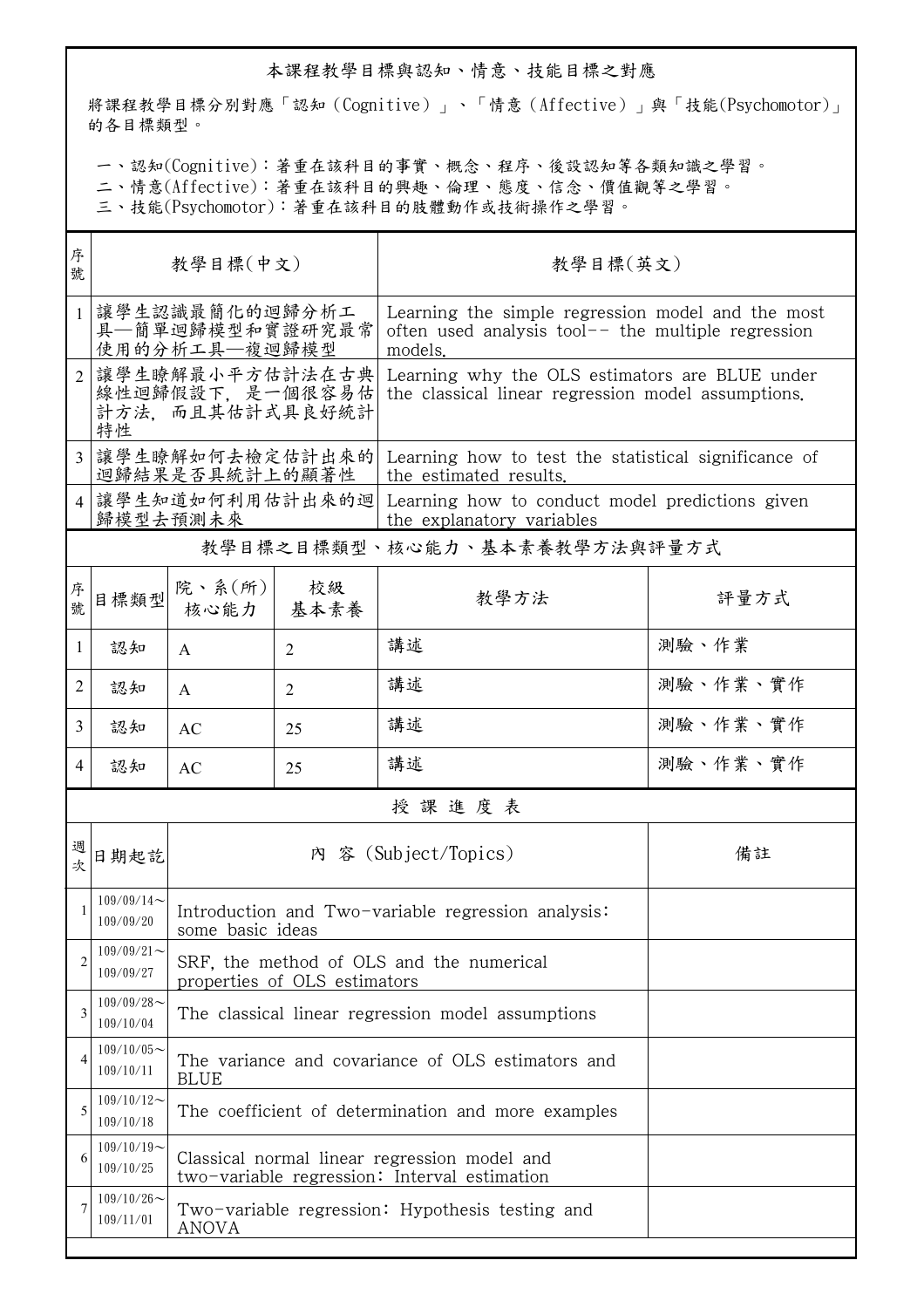## 本課程教學目標與認知、情意、技能目標之對應

將課程教學目標分別對應「認知（Cognitive）」、「情意（Affective）」與「技能(Psychomotor)」的各目標類型。

一、認知(Cognitive)：著重在該科目的事實、概念、程序、後設認知等各類知識之學習。
二、情意(Affective)：著重在該科目的興趣、倫理、態度、信念、價值觀等之學習。
三、技能(Psychomotor)：著重在該科目的肢體動作或技術操作之學習。

| 序號 | 教學目標(中文) | 教學目標(英文) |
|---|---|---|
| 1 | 讓學生認識最簡化的迴歸分析工具—簡單迴歸模型和實證研究最常使用的分析工具—複迴歸模型 | Learning the simple regression model and the most often used analysis tool-- the multiple regression models. |
| 2 | 讓學生瞭解最小平方估計法在古典線性迴歸假設下，是一個很容易估計方法，而且其估計式具良好統計特性 | Learning why the OLS estimators are BLUE under the classical linear regression model assumptions. |
| 3 | 讓學生瞭解如何去檢定估計出來的迴歸結果是否具統計上的顯著性 | Learning how to test the statistical significance of the estimated results. |
| 4 | 讓學生知道如何利用估計出來的迴歸模型去預測未來 | Learning how to conduct model predictions given the explanatory variables |

## 教學目標之目標類型、核心能力、基本素養教學方法與評量方式

| 序號 | 目標類型 | 院、系(所)核心能力 | 校級基本素養 | 教學方法 | 評量方式 |
|---|---|---|---|---|---|
| 1 | 認知 | A | 2 | 講述 | 測驗、作業 |
| 2 | 認知 | A | 2 | 講述 | 測驗、作業、實作 |
| 3 | 認知 | AC | 25 | 講述 | 測驗、作業、實作 |
| 4 | 認知 | AC | 25 | 講述 | 測驗、作業、實作 |

## 授課進度表

| 週次 | 日期起訖 | 內 容 (Subject/Topics) | 備註 |
|---|---|---|---|
| 1 | 109/09/14～109/09/20 | Introduction and Two-variable regression analysis: some basic ideas | |
| 2 | 109/09/21～109/09/27 | SRF, the method of OLS and the numerical properties of OLS estimators | |
| 3 | 109/09/28～109/10/04 | The classical linear regression model assumptions | |
| 4 | 109/10/05～109/10/11 | The variance and covariance of OLS estimators and BLUE | |
| 5 | 109/10/12～109/10/18 | The coefficient of determination and more examples | |
| 6 | 109/10/19～109/10/25 | Classical normal linear regression model and two-variable regression: Interval estimation | |
| 7 | 109/10/26～109/11/01 | Two-variable regression: Hypothesis testing and ANOVA | |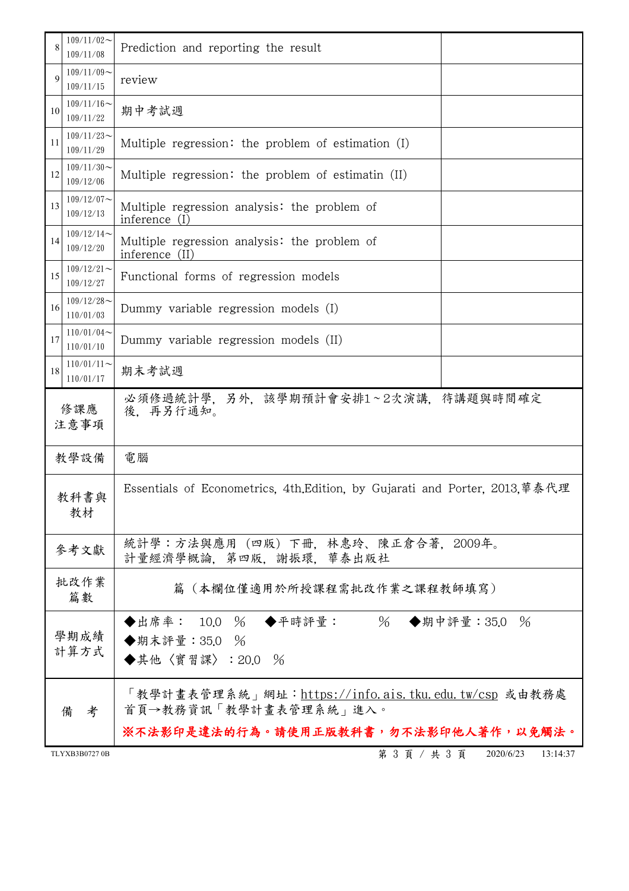| | | | |
|---|---|---|---|
| 8 | 109/11/02～109/11/08 | Prediction and reporting the result | |
| 9 | 109/11/09～109/11/15 | review | |
| 10 | 109/11/16～109/11/22 | 期中考試週 | |
| 11 | 109/11/23～109/11/29 | Multiple regression: the problem of estimation (I) | |
| 12 | 109/11/30～109/12/06 | Multiple regression: the problem of estimatin (II) | |
| 13 | 109/12/07～109/12/13 | Multiple regression analysis: the problem of inference (I) | |
| 14 | 109/12/14～109/12/20 | Multiple regression analysis: the problem of inference (II) | |
| 15 | 109/12/21～109/12/27 | Functional forms of regression models | |
| 16 | 109/12/28～110/01/03 | Dummy variable regression models (I) | |
| 17 | 110/01/04～110/01/10 | Dummy variable regression models (II) | |
| 18 | 110/01/11～110/01/17 | 期末考試週 | |

| | |
|---|---|
| 修課應注意事項 | 必須修過統計學，另外，該學期預計會安排1～2次演講，待講題與時間確定後，再另行通知。 |
| 教學設備 | 電腦 |
| 教科書與教材 | Essentials of Econometrics, 4th.Edition, by Gujarati and Porter, 2013,華泰代理 |
| 參考文獻 | 統計學：方法與應用（四版）下冊，林惠玲、陳正倉合著，2009年。<br>計量經濟學概論，第四版，謝振環，華泰出版社 |
| 批改作業篇數 | 篇（本欄位僅適用於所授課程需批改作業之課程教師填寫） |
| 學期成績計算方式 | ◆出席率： 10.0 ％　◆平時評量：　　％　◆期中評量：35.0 ％<br>◆期末評量：35.0 ％<br>◆其他〈實習課〉：20.0 ％ |
| 備　考 | 「教學計畫表管理系統」網址：https://info.ais.tku.edu.tw/csp 或由教務處首頁→教務資訊「教學計畫表管理系統」進入。<br>**※不法影印是違法的行為。請使用正版教科書，勿不法影印他人著作，以免觸法。** |

TLYXB3B0727 0B　　2020/6/23　13:14:37